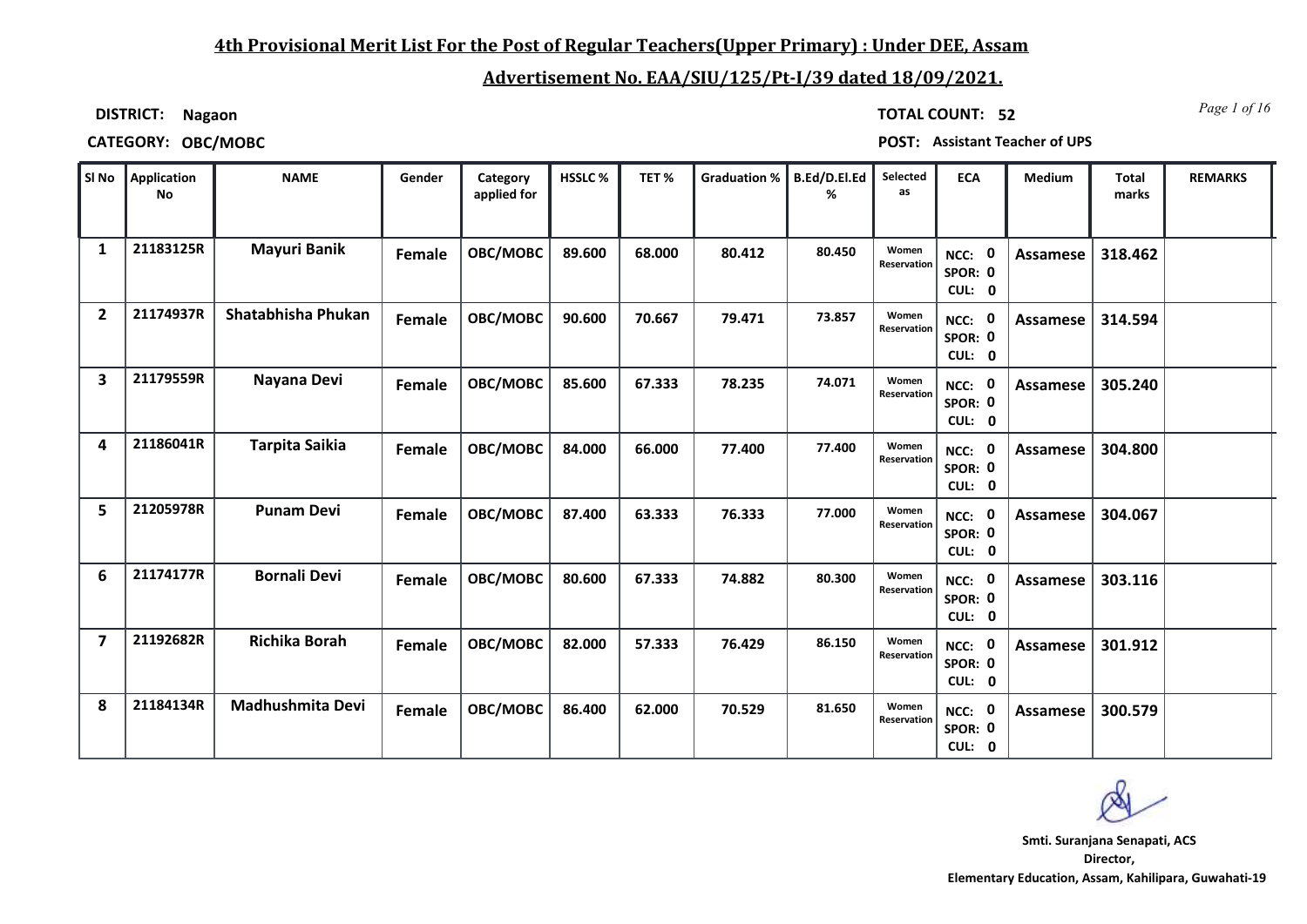## 4th Provisional Merit List For the Post of Regular Teachers(Upper Primary) : Under DEE, Assam

## Advertisement No. EAA/SIU/125/Pt-I/39 dated 18/09/2021.

**DISTRICT:** Nagaon

**TOTAL COUNT:** 52

**CATEGORY:** OBC/MOBC

**POST:** Assistant Teacher of UPS

| Sl No | Application No | NAME | Gender | Category applied for | HSSLC % | TET % | Graduation % | B.Ed/D.El.Ed % | Selected as | ECA | Medium | Total marks | REMARKS |
|---|---|---|---|---|---|---|---|---|---|---|---|---|---|
| 1 | 21183125R | Mayuri Banik | Female | OBC/MOBC | 89.600 | 68.000 | 80.412 | 80.450 | Women Reservation | NCC: 0 SPOR: 0 CUL: 0 | Assamese | 318.462 | |
| 2 | 21174937R | Shatabhisha Phukan | Female | OBC/MOBC | 90.600 | 70.667 | 79.471 | 73.857 | Women Reservation | NCC: 0 SPOR: 0 CUL: 0 | Assamese | 314.594 | |
| 3 | 21179559R | Nayana Devi | Female | OBC/MOBC | 85.600 | 67.333 | 78.235 | 74.071 | Women Reservation | NCC: 0 SPOR: 0 CUL: 0 | Assamese | 305.240 | |
| 4 | 21186041R | Tarpita Saikia | Female | OBC/MOBC | 84.000 | 66.000 | 77.400 | 77.400 | Women Reservation | NCC: 0 SPOR: 0 CUL: 0 | Assamese | 304.800 | |
| 5 | 21205978R | Punam Devi | Female | OBC/MOBC | 87.400 | 63.333 | 76.333 | 77.000 | Women Reservation | NCC: 0 SPOR: 0 CUL: 0 | Assamese | 304.067 | |
| 6 | 21174177R | Bornali Devi | Female | OBC/MOBC | 80.600 | 67.333 | 74.882 | 80.300 | Women Reservation | NCC: 0 SPOR: 0 CUL: 0 | Assamese | 303.116 | |
| 7 | 21192682R | Richika Borah | Female | OBC/MOBC | 82.000 | 57.333 | 76.429 | 86.150 | Women Reservation | NCC: 0 SPOR: 0 CUL: 0 | Assamese | 301.912 | |
| 8 | 21184134R | Madhushmita Devi | Female | OBC/MOBC | 86.400 | 62.000 | 70.529 | 81.650 | Women Reservation | NCC: 0 SPOR: 0 CUL: 0 | Assamese | 300.579 | |

**Smti. Suranjana Senapati, ACS**
**Director,**
**Elementary Education, Assam, Kahilipara, Guwahati-19**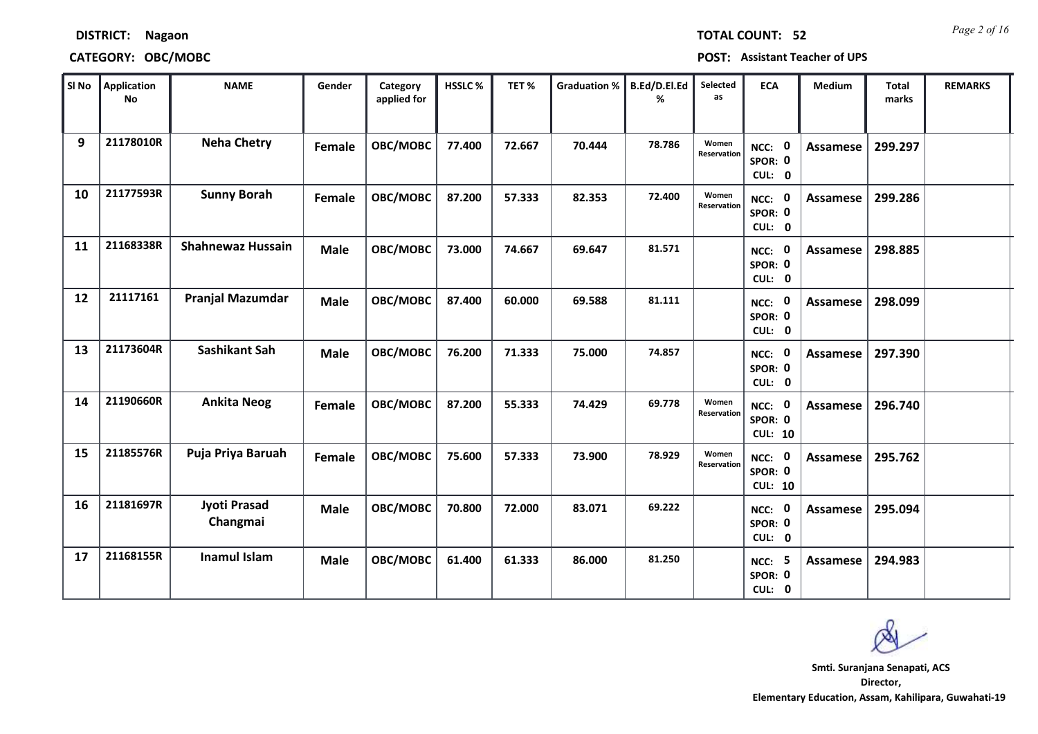**DISTRICT:** Nagaon **TOTAL COUNT:** 52

**CATEGORY:** OBC/MOBC **POST:** Assistant Teacher of UPS

| Sl No | Application No | NAME | Gender | Category applied for | HSSLC % | TET % | Graduation % | B.Ed/D.El.Ed % | Selected as | ECA | Medium | Total marks | REMARKS |
|---|---|---|---|---|---|---|---|---|---|---|---|---|---|
| 9 | 21178010R | Neha Chetry | Female | OBC/MOBC | 77.400 | 72.667 | 70.444 | 78.786 | Women Reservation | NCC: 0 SPOR: 0 CUL: 0 | Assamese | 299.297 | |
| 10 | 21177593R | Sunny Borah | Female | OBC/MOBC | 87.200 | 57.333 | 82.353 | 72.400 | Women Reservation | NCC: 0 SPOR: 0 CUL: 0 | Assamese | 299.286 | |
| 11 | 21168338R | Shahnewaz Hussain | Male | OBC/MOBC | 73.000 | 74.667 | 69.647 | 81.571 | | NCC: 0 SPOR: 0 CUL: 0 | Assamese | 298.885 | |
| 12 | 21117161 | Pranjal Mazumdar | Male | OBC/MOBC | 87.400 | 60.000 | 69.588 | 81.111 | | NCC: 0 SPOR: 0 CUL: 0 | Assamese | 298.099 | |
| 13 | 21173604R | Sashikant Sah | Male | OBC/MOBC | 76.200 | 71.333 | 75.000 | 74.857 | | NCC: 0 SPOR: 0 CUL: 0 | Assamese | 297.390 | |
| 14 | 21190660R | Ankita Neog | Female | OBC/MOBC | 87.200 | 55.333 | 74.429 | 69.778 | Women Reservation | NCC: 0 SPOR: 0 CUL: 10 | Assamese | 296.740 | |
| 15 | 21185576R | Puja Priya Baruah | Female | OBC/MOBC | 75.600 | 57.333 | 73.900 | 78.929 | Women Reservation | NCC: 0 SPOR: 0 CUL: 10 | Assamese | 295.762 | |
| 16 | 21181697R | Jyoti Prasad Changmai | Male | OBC/MOBC | 70.800 | 72.000 | 83.071 | 69.222 | | NCC: 0 SPOR: 0 CUL: 0 | Assamese | 295.094 | |
| 17 | 21168155R | Inamul Islam | Male | OBC/MOBC | 61.400 | 61.333 | 86.000 | 81.250 | | NCC: 5 SPOR: 0 CUL: 0 | Assamese | 294.983 | |

**Smt. Suranjana Senapati, ACS**
**Director,**
**Elementary Education, Assam, Kahilipara, Guwahati-19**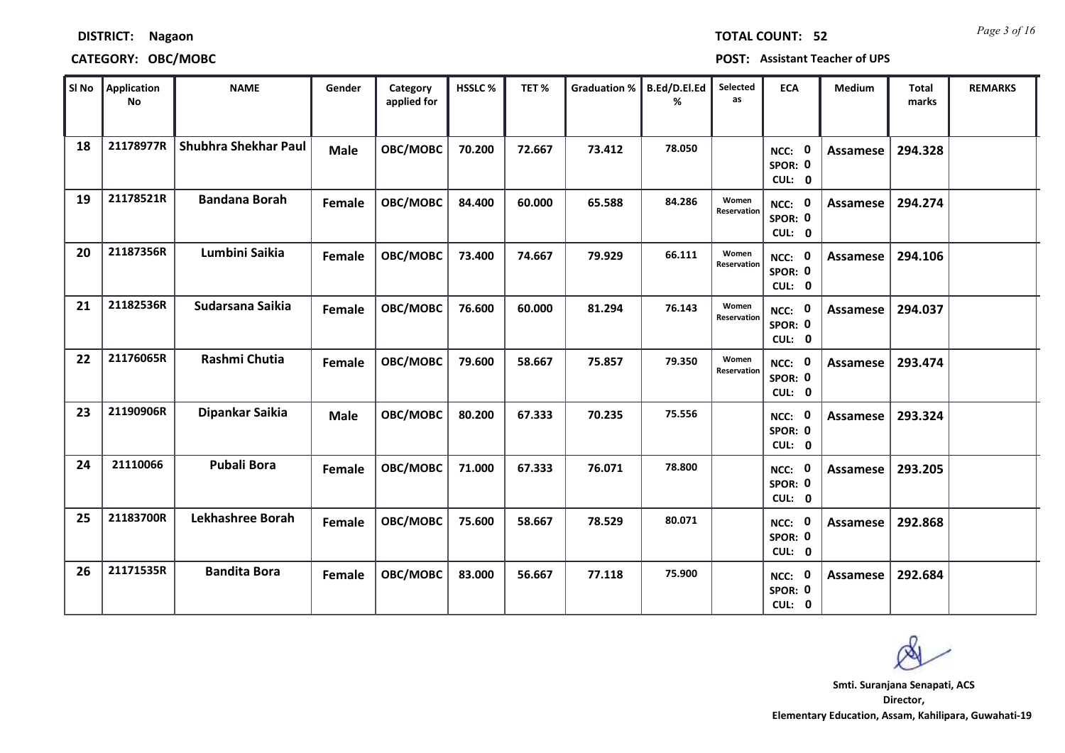**DISTRICT:** Nagaon

**TOTAL COUNT:** 52

**CATEGORY:** OBC/MOBC

**POST:** Assistant Teacher of UPS

| Sl No | Application No | NAME | Gender | Category applied for | HSSLC % | TET % | Graduation % | B.Ed/D.El.Ed % | Selected as | ECA | Medium | Total marks | REMARKS |
|---|---|---|---|---|---|---|---|---|---|---|---|---|---|
| 18 | 21178977R | Shubhra Shekhar Paul | Male | OBC/MOBC | 70.200 | 72.667 | 73.412 | 78.050 | | NCC: 0 SPOR: 0 CUL: 0 | Assamese | 294.328 | |
| 19 | 21178521R | Bandana Borah | Female | OBC/MOBC | 84.400 | 60.000 | 65.588 | 84.286 | Women Reservation | NCC: 0 SPOR: 0 CUL: 0 | Assamese | 294.274 | |
| 20 | 21187356R | Lumbini Saikia | Female | OBC/MOBC | 73.400 | 74.667 | 79.929 | 66.111 | Women Reservation | NCC: 0 SPOR: 0 CUL: 0 | Assamese | 294.106 | |
| 21 | 21182536R | Sudarsana Saikia | Female | OBC/MOBC | 76.600 | 60.000 | 81.294 | 76.143 | Women Reservation | NCC: 0 SPOR: 0 CUL: 0 | Assamese | 294.037 | |
| 22 | 21176065R | Rashmi Chutia | Female | OBC/MOBC | 79.600 | 58.667 | 75.857 | 79.350 | Women Reservation | NCC: 0 SPOR: 0 CUL: 0 | Assamese | 293.474 | |
| 23 | 21190906R | Dipankar Saikia | Male | OBC/MOBC | 80.200 | 67.333 | 70.235 | 75.556 | | NCC: 0 SPOR: 0 CUL: 0 | Assamese | 293.324 | |
| 24 | 21110066 | Pubali Bora | Female | OBC/MOBC | 71.000 | 67.333 | 76.071 | 78.800 | | NCC: 0 SPOR: 0 CUL: 0 | Assamese | 293.205 | |
| 25 | 21183700R | Lekhashree Borah | Female | OBC/MOBC | 75.600 | 58.667 | 78.529 | 80.071 | | NCC: 0 SPOR: 0 CUL: 0 | Assamese | 292.868 | |
| 26 | 21171535R | Bandita Bora | Female | OBC/MOBC | 83.000 | 56.667 | 77.118 | 75.900 | | NCC: 0 SPOR: 0 CUL: 0 | Assamese | 292.684 | |

**Smt. Suranjana Senapati, ACS**
**Director,**
**Elementary Education, Assam, Kahilipara, Guwahati-19**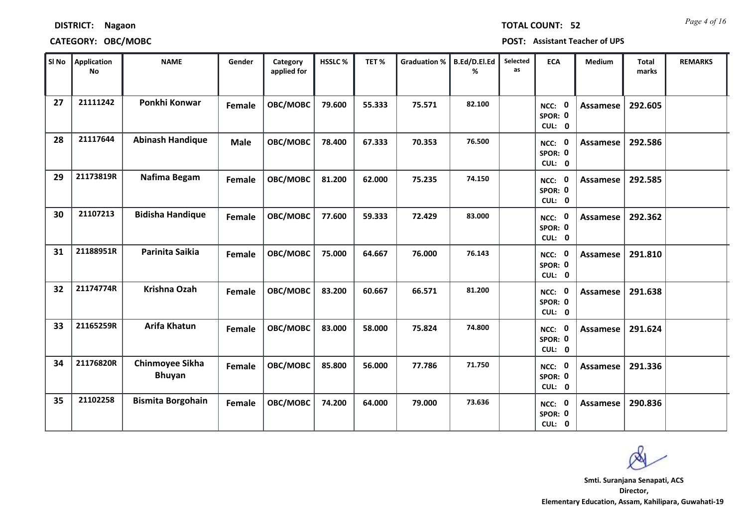**DISTRICT:** Nagaon

**TOTAL COUNT:** 52

**CATEGORY:** OBC/MOBC

**POST:** Assistant Teacher of UPS

| Sl No | Application No | NAME | Gender | Category applied for | HSSLC % | TET % | Graduation % | B.Ed/D.El.Ed % | Selected as | ECA | Medium | Total marks | REMARKS |
|---|---|---|---|---|---|---|---|---|---|---|---|---|---|
| 27 | 21111242 | Ponkhi Konwar | Female | OBC/MOBC | 79.600 | 55.333 | 75.571 | 82.100 | | NCC: 0 SPOR: 0 CUL: 0 | Assamese | 292.605 | |
| 28 | 21117644 | Abinash Handique | Male | OBC/MOBC | 78.400 | 67.333 | 70.353 | 76.500 | | NCC: 0 SPOR: 0 CUL: 0 | Assamese | 292.586 | |
| 29 | 21173819R | Nafima Begam | Female | OBC/MOBC | 81.200 | 62.000 | 75.235 | 74.150 | | NCC: 0 SPOR: 0 CUL: 0 | Assamese | 292.585 | |
| 30 | 21107213 | Bidisha Handique | Female | OBC/MOBC | 77.600 | 59.333 | 72.429 | 83.000 | | NCC: 0 SPOR: 0 CUL: 0 | Assamese | 292.362 | |
| 31 | 21188951R | Parinita Saikia | Female | OBC/MOBC | 75.000 | 64.667 | 76.000 | 76.143 | | NCC: 0 SPOR: 0 CUL: 0 | Assamese | 291.810 | |
| 32 | 21174774R | Krishna Ozah | Female | OBC/MOBC | 83.200 | 60.667 | 66.571 | 81.200 | | NCC: 0 SPOR: 0 CUL: 0 | Assamese | 291.638 | |
| 33 | 21165259R | Arifa Khatun | Female | OBC/MOBC | 83.000 | 58.000 | 75.824 | 74.800 | | NCC: 0 SPOR: 0 CUL: 0 | Assamese | 291.624 | |
| 34 | 21176820R | Chinmoyee Sikha Bhuyan | Female | OBC/MOBC | 85.800 | 56.000 | 77.786 | 71.750 | | NCC: 0 SPOR: 0 CUL: 0 | Assamese | 291.336 | |
| 35 | 21102258 | Bismita Borgohain | Female | OBC/MOBC | 74.200 | 64.000 | 79.000 | 73.636 | | NCC: 0 SPOR: 0 CUL: 0 | Assamese | 290.836 | |

Smti. Suranjana Senapati, ACS
Director,
Elementary Education, Assam, Kahilipara, Guwahati-19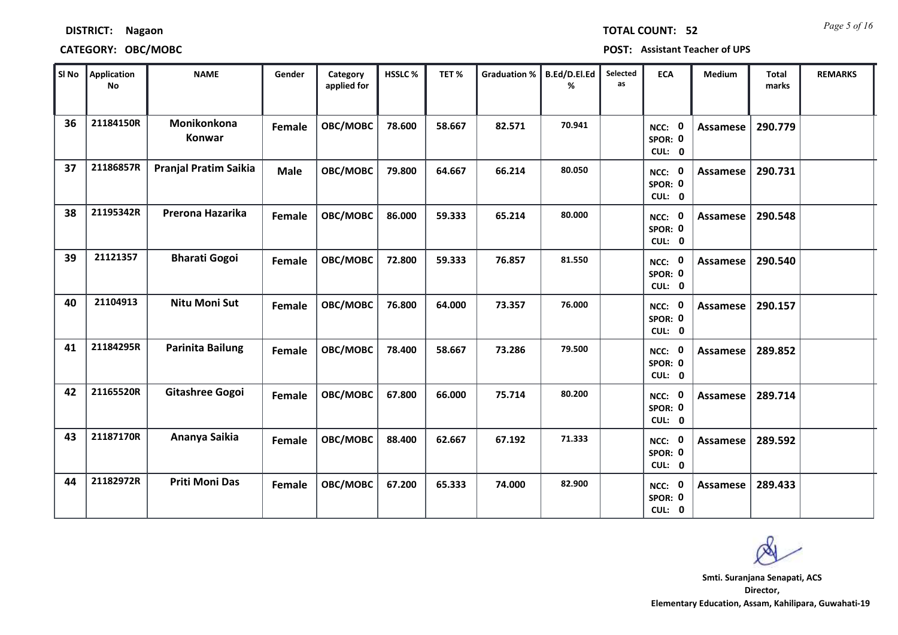**DISTRICT:** Nagaon

**TOTAL COUNT:** 52

**CATEGORY:** OBC/MOBC

**POST:** Assistant Teacher of UPS

| Sl No | Application No | NAME | Gender | Category applied for | HSSLC % | TET % | Graduation % | B.Ed/D.El.Ed % | Selected as | ECA | Medium | Total marks | REMARKS |
|---|---|---|---|---|---|---|---|---|---|---|---|---|---|
| 36 | 21184150R | Monikonkona Konwar | Female | OBC/MOBC | 78.600 | 58.667 | 82.571 | 70.941 | | NCC: 0 SPOR: 0 CUL: 0 | Assamese | 290.779 | |
| 37 | 21186857R | Pranjal Pratim Saikia | Male | OBC/MOBC | 79.800 | 64.667 | 66.214 | 80.050 | | NCC: 0 SPOR: 0 CUL: 0 | Assamese | 290.731 | |
| 38 | 21195342R | Prerona Hazarika | Female | OBC/MOBC | 86.000 | 59.333 | 65.214 | 80.000 | | NCC: 0 SPOR: 0 CUL: 0 | Assamese | 290.548 | |
| 39 | 21121357 | Bharati Gogoi | Female | OBC/MOBC | 72.800 | 59.333 | 76.857 | 81.550 | | NCC: 0 SPOR: 0 CUL: 0 | Assamese | 290.540 | |
| 40 | 21104913 | Nitu Moni Sut | Female | OBC/MOBC | 76.800 | 64.000 | 73.357 | 76.000 | | NCC: 0 SPOR: 0 CUL: 0 | Assamese | 290.157 | |
| 41 | 21184295R | Parinita Bailung | Female | OBC/MOBC | 78.400 | 58.667 | 73.286 | 79.500 | | NCC: 0 SPOR: 0 CUL: 0 | Assamese | 289.852 | |
| 42 | 21165520R | Gitashree Gogoi | Female | OBC/MOBC | 67.800 | 66.000 | 75.714 | 80.200 | | NCC: 0 SPOR: 0 CUL: 0 | Assamese | 289.714 | |
| 43 | 21187170R | Ananya Saikia | Female | OBC/MOBC | 88.400 | 62.667 | 67.192 | 71.333 | | NCC: 0 SPOR: 0 CUL: 0 | Assamese | 289.592 | |
| 44 | 21182972R | Priti Moni Das | Female | OBC/MOBC | 67.200 | 65.333 | 74.000 | 82.900 | | NCC: 0 SPOR: 0 CUL: 0 | Assamese | 289.433 | |

**Smt. Suranjana Senapati, ACS**
Director,
Elementary Education, Assam, Kahilipara, Guwahati-19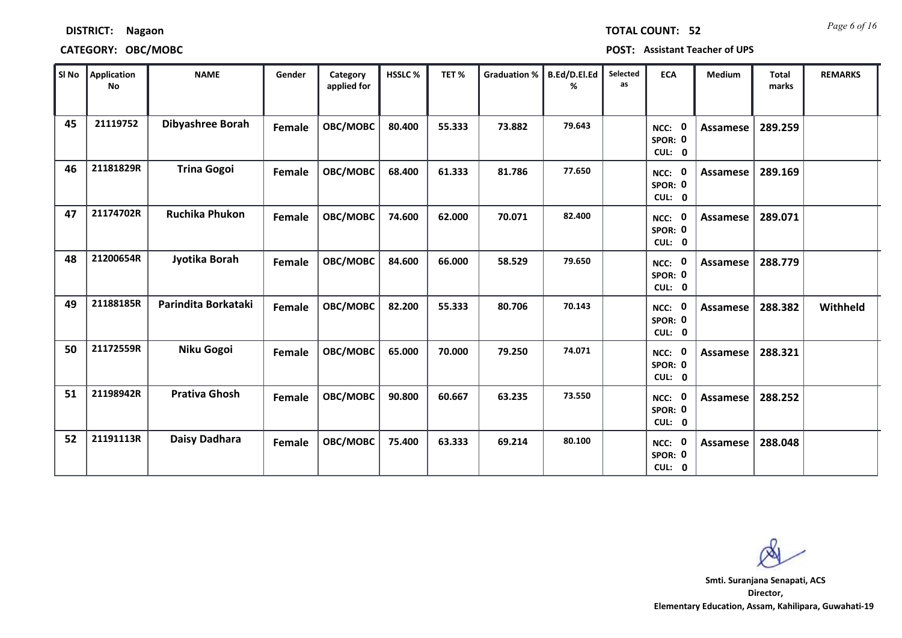**DISTRICT:** Nagaon

**TOTAL COUNT:** 52

**CATEGORY:** OBC/MOBC

**POST:** Assistant Teacher of UPS

| Sl No | Application No | NAME | Gender | Category applied for | HSSLC % | TET % | Graduation % | B.Ed/D.El.Ed % | Selected as | ECA | Medium | Total marks | REMARKS |
|---|---|---|---|---|---|---|---|---|---|---|---|---|---|
| 45 | 21119752 | Dibyashree Borah | Female | OBC/MOBC | 80.400 | 55.333 | 73.882 | 79.643 | | NCC: 0 SPOR: 0 CUL: 0 | Assamese | 289.259 | |
| 46 | 21181829R | Trina Gogoi | Female | OBC/MOBC | 68.400 | 61.333 | 81.786 | 77.650 | | NCC: 0 SPOR: 0 CUL: 0 | Assamese | 289.169 | |
| 47 | 21174702R | Ruchika Phukon | Female | OBC/MOBC | 74.600 | 62.000 | 70.071 | 82.400 | | NCC: 0 SPOR: 0 CUL: 0 | Assamese | 289.071 | |
| 48 | 21200654R | Jyotika Borah | Female | OBC/MOBC | 84.600 | 66.000 | 58.529 | 79.650 | | NCC: 0 SPOR: 0 CUL: 0 | Assamese | 288.779 | |
| 49 | 21188185R | Parindita Borkataki | Female | OBC/MOBC | 82.200 | 55.333 | 80.706 | 70.143 | | NCC: 0 SPOR: 0 CUL: 0 | Assamese | 288.382 | Withheld |
| 50 | 21172559R | Niku Gogoi | Female | OBC/MOBC | 65.000 | 70.000 | 79.250 | 74.071 | | NCC: 0 SPOR: 0 CUL: 0 | Assamese | 288.321 | |
| 51 | 21198942R | Prativa Ghosh | Female | OBC/MOBC | 90.800 | 60.667 | 63.235 | 73.550 | | NCC: 0 SPOR: 0 CUL: 0 | Assamese | 288.252 | |
| 52 | 21191113R | Daisy Dadhara | Female | OBC/MOBC | 75.400 | 63.333 | 69.214 | 80.100 | | NCC: 0 SPOR: 0 CUL: 0 | Assamese | 288.048 | |

**Smti. Suranjana Senapati, ACS**
**Director,**
**Elementary Education, Assam, Kahilipara, Guwahati-19**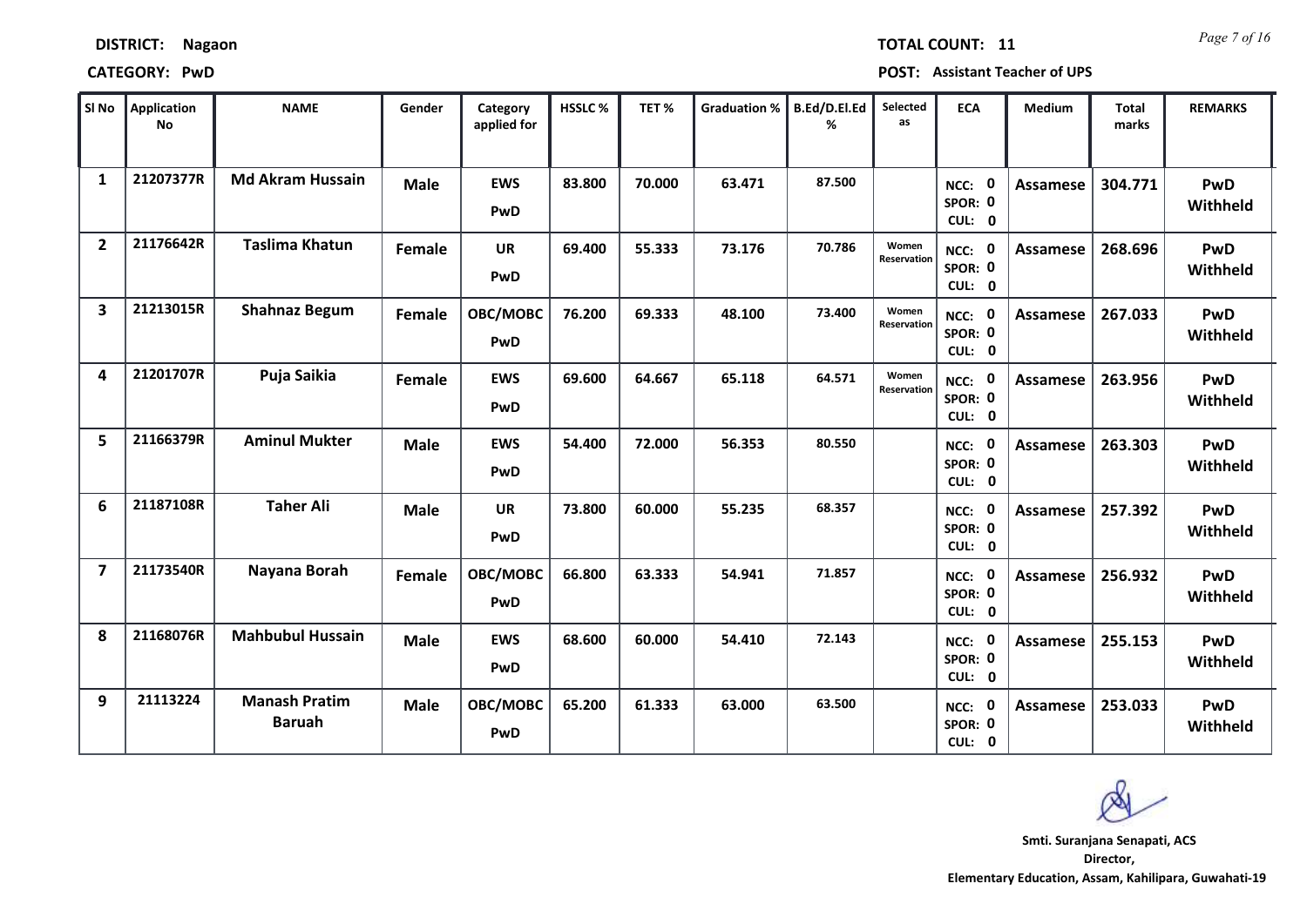**DISTRICT:** Nagaon

**TOTAL COUNT:** 11

**CATEGORY:** PwD

**POST:** Assistant Teacher of UPS

| Sl No | Application No | NAME | Gender | Category applied for | HSSLC % | TET % | Graduation % | B.Ed/D.El.Ed % | Selected as | ECA | Medium | Total marks | REMARKS |
|---|---|---|---|---|---|---|---|---|---|---|---|---|---|
| 1 | 21207377R | Md Akram Hussain | Male | EWS PwD | 83.800 | 70.000 | 63.471 | 87.500 | | NCC: 0 SPOR: 0 CUL: 0 | Assamese | 304.771 | PwD Withheld |
| 2 | 21176642R | Taslima Khatun | Female | UR PwD | 69.400 | 55.333 | 73.176 | 70.786 | Women Reservation | NCC: 0 SPOR: 0 CUL: 0 | Assamese | 268.696 | PwD Withheld |
| 3 | 21213015R | Shahnaz Begum | Female | OBC/MOBC PwD | 76.200 | 69.333 | 48.100 | 73.400 | Women Reservation | NCC: 0 SPOR: 0 CUL: 0 | Assamese | 267.033 | PwD Withheld |
| 4 | 21201707R | Puja Saikia | Female | EWS PwD | 69.600 | 64.667 | 65.118 | 64.571 | Women Reservation | NCC: 0 SPOR: 0 CUL: 0 | Assamese | 263.956 | PwD Withheld |
| 5 | 21166379R | Aminul Mukter | Male | EWS PwD | 54.400 | 72.000 | 56.353 | 80.550 | | NCC: 0 SPOR: 0 CUL: 0 | Assamese | 263.303 | PwD Withheld |
| 6 | 21187108R | Taher Ali | Male | UR PwD | 73.800 | 60.000 | 55.235 | 68.357 | | NCC: 0 SPOR: 0 CUL: 0 | Assamese | 257.392 | PwD Withheld |
| 7 | 21173540R | Nayana Borah | Female | OBC/MOBC PwD | 66.800 | 63.333 | 54.941 | 71.857 | | NCC: 0 SPOR: 0 CUL: 0 | Assamese | 256.932 | PwD Withheld |
| 8 | 21168076R | Mahbubul Hussain | Male | EWS PwD | 68.600 | 60.000 | 54.410 | 72.143 | | NCC: 0 SPOR: 0 CUL: 0 | Assamese | 255.153 | PwD Withheld |
| 9 | 21113224 | Manash Pratim Baruah | Male | OBC/MOBC PwD | 65.200 | 61.333 | 63.000 | 63.500 | | NCC: 0 SPOR: 0 CUL: 0 | Assamese | 253.033 | PwD Withheld |

Smti. Suranjana Senapati, ACS
Director,
Elementary Education, Assam, Kahilipara, Guwahati-19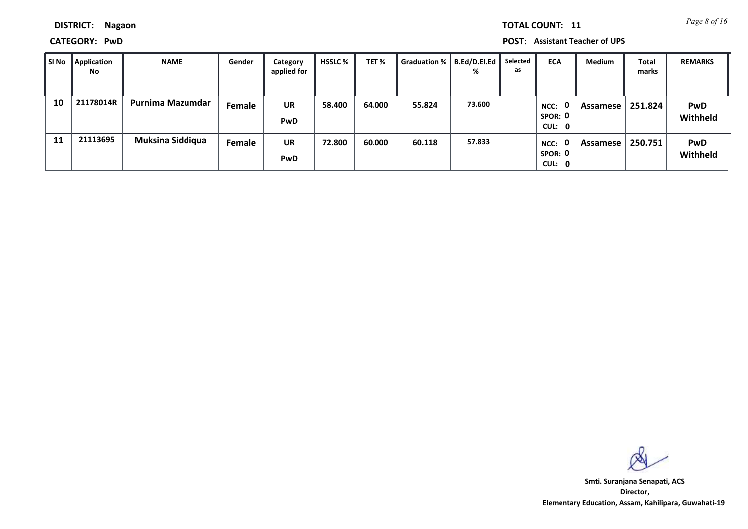**DISTRICT:** Nagaon

**TOTAL COUNT:** 11

**CATEGORY:** PwD

**POST:** Assistant Teacher of UPS

| Sl No | Application No | NAME | Gender | Category applied for | HSSLC % | TET % | Graduation % | B.Ed/D.El.Ed % | Selected as | ECA | Medium | Total marks | REMARKS |
|---|---|---|---|---|---|---|---|---|---|---|---|---|---|
| 10 | 21178014R | Purnima Mazumdar | Female | UR PwD | 58.400 | 64.000 | 55.824 | 73.600 | | NCC: 0 SPOR: 0 CUL: 0 | Assamese | 251.824 | PwD Withheld |
| 11 | 21113695 | Muksina Siddiqua | Female | UR PwD | 72.800 | 60.000 | 60.118 | 57.833 | | NCC: 0 SPOR: 0 CUL: 0 | Assamese | 250.751 | PwD Withheld |

**Smti. Suranjana Senapati, ACS**
**Director,**
**Elementary Education, Assam, Kahilipara, Guwahati-19**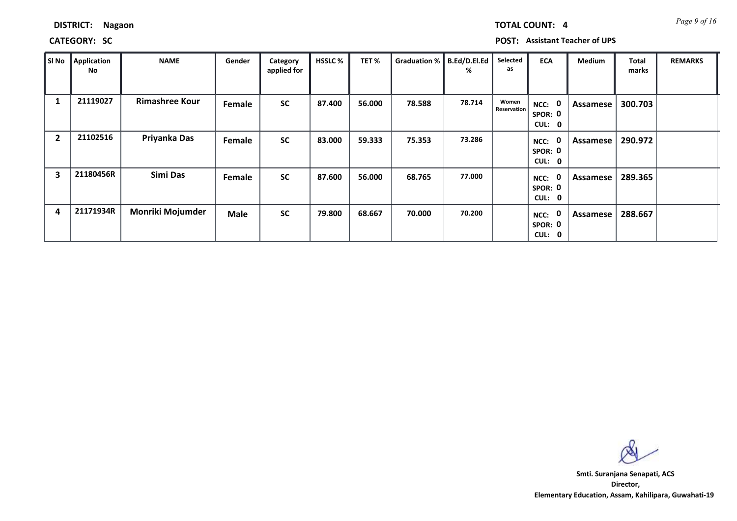**DISTRICT:** Nagaon

**TOTAL COUNT:** 4

**CATEGORY:** SC

**POST:** Assistant Teacher of UPS

| Sl No | Application No | NAME | Gender | Category applied for | HSSLC % | TET % | Graduation % | B.Ed/D.El.Ed % | Selected as | ECA | Medium | Total marks | REMARKS |
|---|---|---|---|---|---|---|---|---|---|---|---|---|---|
| 1 | 21119027 | Rimashree Kour | Female | SC | 87.400 | 56.000 | 78.588 | 78.714 | Women Reservation | NCC: 0 SPOR: 0 CUL: 0 | Assamese | 300.703 | |
| 2 | 21102516 | Priyanka Das | Female | SC | 83.000 | 59.333 | 75.353 | 73.286 | | NCC: 0 SPOR: 0 CUL: 0 | Assamese | 290.972 | |
| 3 | 21180456R | Simi Das | Female | SC | 87.600 | 56.000 | 68.765 | 77.000 | | NCC: 0 SPOR: 0 CUL: 0 | Assamese | 289.365 | |
| 4 | 21171934R | Monriki Mojumder | Male | SC | 79.800 | 68.667 | 70.000 | 70.200 | | NCC: 0 SPOR: 0 CUL: 0 | Assamese | 288.667 | |

Smti. Suranjana Senapati, ACS
Director,
Elementary Education, Assam, Kahilipara, Guwahati-19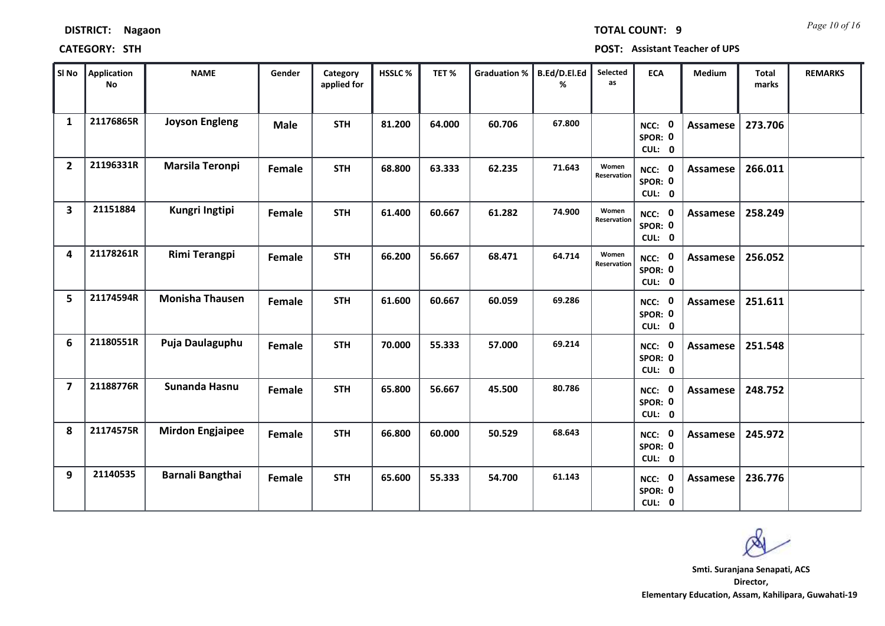**DISTRICT:** Nagaon

**TOTAL COUNT:** 9

**CATEGORY:** STH

**POST:** Assistant Teacher of UPS

| Sl No | Application No | NAME | Gender | Category applied for | HSSLC % | TET % | Graduation % | B.Ed/D.El.Ed % | Selected as | ECA | Medium | Total marks | REMARKS |
|---|---|---|---|---|---|---|---|---|---|---|---|---|---|
| 1 | 21176865R | Joyson Engleng | Male | STH | 81.200 | 64.000 | 60.706 | 67.800 | | NCC: 0 SPOR: 0 CUL: 0 | Assamese | 273.706 | |
| 2 | 21196331R | Marsila Teronpi | Female | STH | 68.800 | 63.333 | 62.235 | 71.643 | Women Reservation | NCC: 0 SPOR: 0 CUL: 0 | Assamese | 266.011 | |
| 3 | 21151884 | Kungri Ingtipi | Female | STH | 61.400 | 60.667 | 61.282 | 74.900 | Women Reservation | NCC: 0 SPOR: 0 CUL: 0 | Assamese | 258.249 | |
| 4 | 21178261R | Rimi Terangpi | Female | STH | 66.200 | 56.667 | 68.471 | 64.714 | Women Reservation | NCC: 0 SPOR: 0 CUL: 0 | Assamese | 256.052 | |
| 5 | 21174594R | Monisha Thausen | Female | STH | 61.600 | 60.667 | 60.059 | 69.286 | | NCC: 0 SPOR: 0 CUL: 0 | Assamese | 251.611 | |
| 6 | 21180551R | Puja Daulaguphu | Female | STH | 70.000 | 55.333 | 57.000 | 69.214 | | NCC: 0 SPOR: 0 CUL: 0 | Assamese | 251.548 | |
| 7 | 21188776R | Sunanda Hasnu | Female | STH | 65.800 | 56.667 | 45.500 | 80.786 | | NCC: 0 SPOR: 0 CUL: 0 | Assamese | 248.752 | |
| 8 | 21174575R | Mirdon Engjaipee | Female | STH | 66.800 | 60.000 | 50.529 | 68.643 | | NCC: 0 SPOR: 0 CUL: 0 | Assamese | 245.972 | |
| 9 | 21140535 | Barnali Bangthai | Female | STH | 65.600 | 55.333 | 54.700 | 61.143 | | NCC: 0 SPOR: 0 CUL: 0 | Assamese | 236.776 | |

**Smt. Suranjana Senapati, ACS**
**Director,**
**Elementary Education, Assam, Kahilipara, Guwahati-19**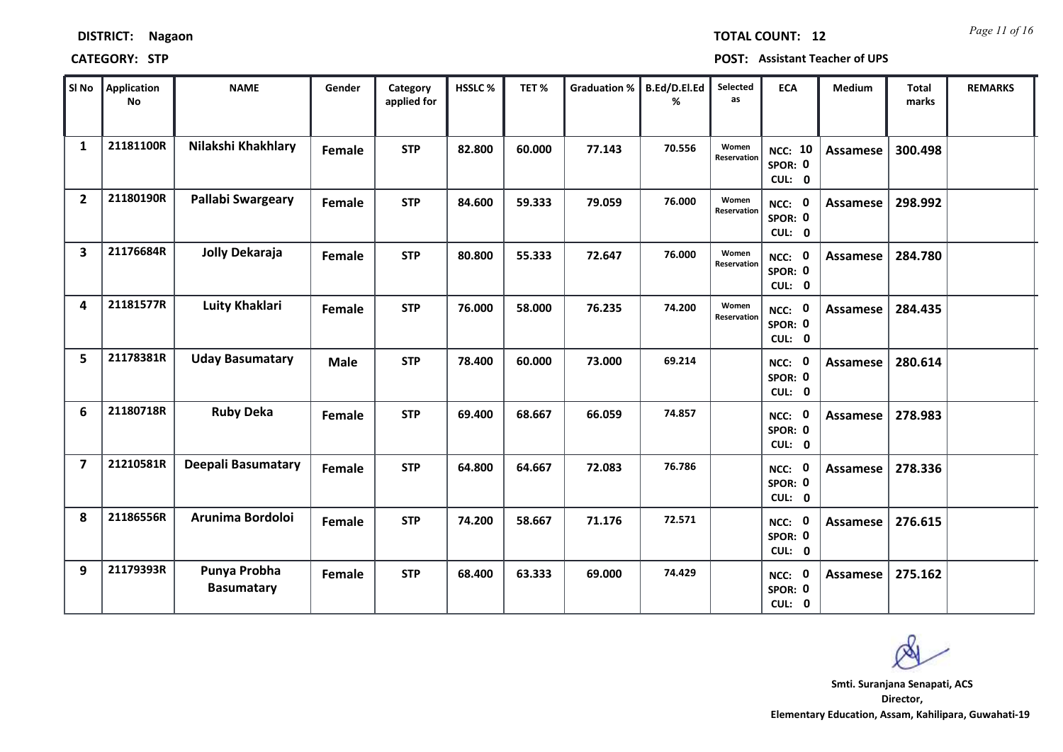**DISTRICT:** Nagaon **TOTAL COUNT:** 12

**CATEGORY:** STP **POST:** Assistant Teacher of UPS

| Sl No | Application No | NAME | Gender | Category applied for | HSSLC % | TET % | Graduation % | B.Ed/D.El.Ed % | Selected as | ECA | Medium | Total marks | REMARKS |
|---|---|---|---|---|---|---|---|---|---|---|---|---|---|
| 1 | 21181100R | Nilakshi Khakhlary | Female | STP | 82.800 | 60.000 | 77.143 | 70.556 | Women Reservation | NCC: 10 SPOR: 0 CUL: 0 | Assamese | 300.498 | |
| 2 | 21180190R | Pallabi Swargeary | Female | STP | 84.600 | 59.333 | 79.059 | 76.000 | Women Reservation | NCC: 0 SPOR: 0 CUL: 0 | Assamese | 298.992 | |
| 3 | 21176684R | Jolly Dekaraja | Female | STP | 80.800 | 55.333 | 72.647 | 76.000 | Women Reservation | NCC: 0 SPOR: 0 CUL: 0 | Assamese | 284.780 | |
| 4 | 21181577R | Luity Khaklari | Female | STP | 76.000 | 58.000 | 76.235 | 74.200 | Women Reservation | NCC: 0 SPOR: 0 CUL: 0 | Assamese | 284.435 | |
| 5 | 21178381R | Uday Basumatary | Male | STP | 78.400 | 60.000 | 73.000 | 69.214 | | NCC: 0 SPOR: 0 CUL: 0 | Assamese | 280.614 | |
| 6 | 21180718R | Ruby Deka | Female | STP | 69.400 | 68.667 | 66.059 | 74.857 | | NCC: 0 SPOR: 0 CUL: 0 | Assamese | 278.983 | |
| 7 | 21210581R | Deepali Basumatary | Female | STP | 64.800 | 64.667 | 72.083 | 76.786 | | NCC: 0 SPOR: 0 CUL: 0 | Assamese | 278.336 | |
| 8 | 21186556R | Arunima Bordoloi | Female | STP | 74.200 | 58.667 | 71.176 | 72.571 | | NCC: 0 SPOR: 0 CUL: 0 | Assamese | 276.615 | |
| 9 | 21179393R | Punya Probha Basumatary | Female | STP | 68.400 | 63.333 | 69.000 | 74.429 | | NCC: 0 SPOR: 0 CUL: 0 | Assamese | 275.162 | |

**Smti. Suranjana Senapati, ACS**
**Director,**
**Elementary Education, Assam, Kahilipara, Guwahati-19**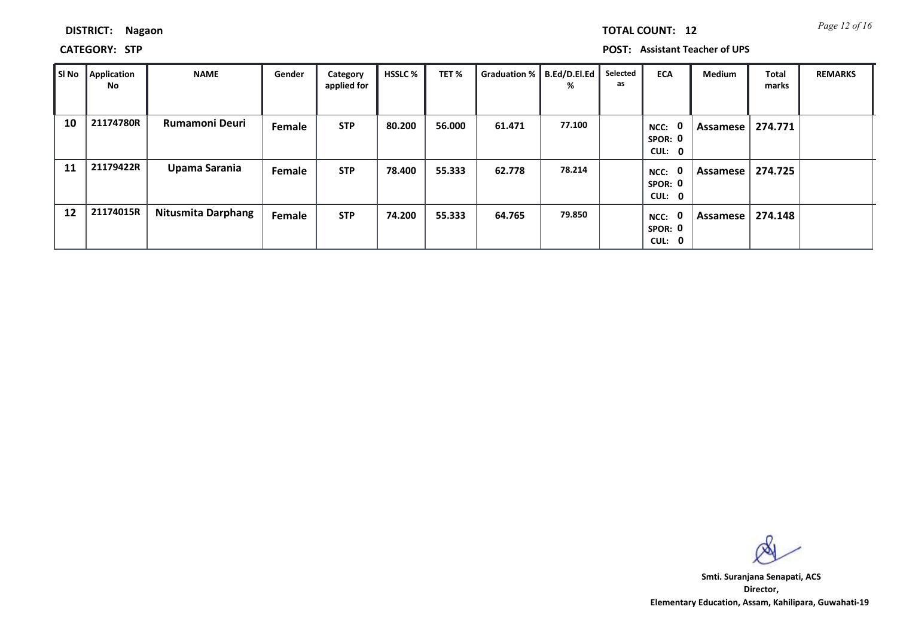**DISTRICT:** Nagaon

**TOTAL COUNT:** 12

**CATEGORY:** STP

**POST:** Assistant Teacher of UPS

| Sl No | Application No | NAME | Gender | Category applied for | HSSLC % | TET % | Graduation % | B.Ed/D.El.Ed % | Selected as | ECA | Medium | Total marks | REMARKS |
|---|---|---|---|---|---|---|---|---|---|---|---|---|---|
| 10 | 21174780R | Rumamoni Deuri | Female | STP | 80.200 | 56.000 | 61.471 | 77.100 | | NCC: 0 SPOR: 0 CUL: 0 | Assamese | 274.771 | |
| 11 | 21179422R | Upama Sarania | Female | STP | 78.400 | 55.333 | 62.778 | 78.214 | | NCC: 0 SPOR: 0 CUL: 0 | Assamese | 274.725 | |
| 12 | 21174015R | Nitusmita Darphang | Female | STP | 74.200 | 55.333 | 64.765 | 79.850 | | NCC: 0 SPOR: 0 CUL: 0 | Assamese | 274.148 | |

**Smti. Suranjana Senapati, ACS**
**Director,**
**Elementary Education, Assam, Kahilipara, Guwahati-19**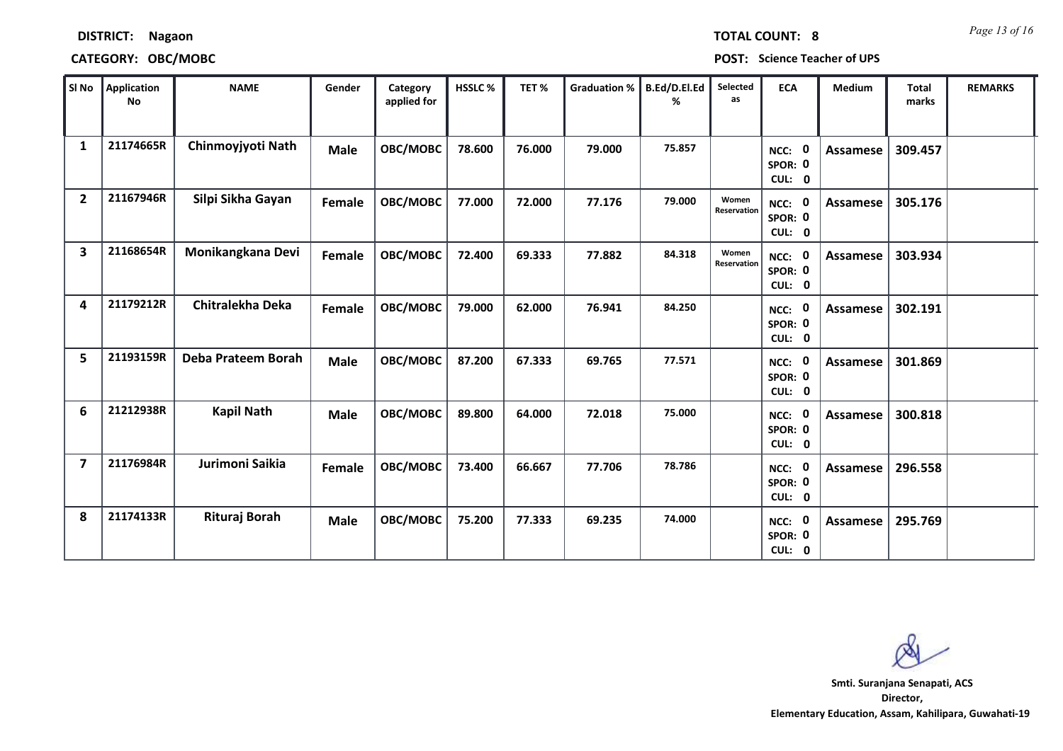**DISTRICT:** Nagaon **TOTAL COUNT:** 8

**CATEGORY:** OBC/MOBC **POST:** Science Teacher of UPS

| Sl No | Application No | NAME | Gender | Category applied for | HSSLC % | TET % | Graduation % | B.Ed/D.El.Ed % | Selected as | ECA | Medium | Total marks | REMARKS |
|---|---|---|---|---|---|---|---|---|---|---|---|---|---|
| 1 | 21174665R | Chinmoyjyoti Nath | Male | OBC/MOBC | 78.600 | 76.000 | 79.000 | 75.857 | | NCC: 0 SPOR: 0 CUL: 0 | Assamese | 309.457 | |
| 2 | 21167946R | Silpi Sikha Gayan | Female | OBC/MOBC | 77.000 | 72.000 | 77.176 | 79.000 | Women Reservation | NCC: 0 SPOR: 0 CUL: 0 | Assamese | 305.176 | |
| 3 | 21168654R | Monikangkana Devi | Female | OBC/MOBC | 72.400 | 69.333 | 77.882 | 84.318 | Women Reservation | NCC: 0 SPOR: 0 CUL: 0 | Assamese | 303.934 | |
| 4 | 21179212R | Chitralekha Deka | Female | OBC/MOBC | 79.000 | 62.000 | 76.941 | 84.250 | | NCC: 0 SPOR: 0 CUL: 0 | Assamese | 302.191 | |
| 5 | 21193159R | Deba Prateem Borah | Male | OBC/MOBC | 87.200 | 67.333 | 69.765 | 77.571 | | NCC: 0 SPOR: 0 CUL: 0 | Assamese | 301.869 | |
| 6 | 21212938R | Kapil Nath | Male | OBC/MOBC | 89.800 | 64.000 | 72.018 | 75.000 | | NCC: 0 SPOR: 0 CUL: 0 | Assamese | 300.818 | |
| 7 | 21176984R | Jurimoni Saikia | Female | OBC/MOBC | 73.400 | 66.667 | 77.706 | 78.786 | | NCC: 0 SPOR: 0 CUL: 0 | Assamese | 296.558 | |
| 8 | 21174133R | Rituraj Borah | Male | OBC/MOBC | 75.200 | 77.333 | 69.235 | 74.000 | | NCC: 0 SPOR: 0 CUL: 0 | Assamese | 295.769 | |

**Smti. Suranjana Senapati, ACS**
**Director,**
**Elementary Education, Assam, Kahilipara, Guwahati-19**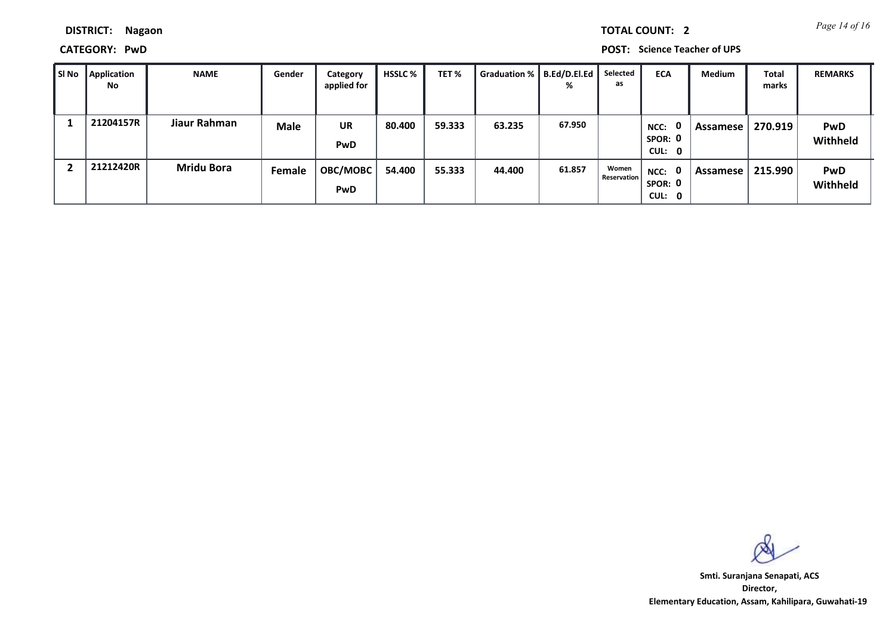**DISTRICT:** Nagaon

**CATEGORY:** PwD

**TOTAL COUNT:** 2

**POST:** Science Teacher of UPS

| Sl No | Application No | NAME | Gender | Category applied for | HSSLC % | TET % | Graduation % | B.Ed/D.El.Ed % | Selected as | ECA | Medium | Total marks | REMARKS |
|---|---|---|---|---|---|---|---|---|---|---|---|---|---|
| 1 | 21204157R | Jiaur Rahman | Male | UR PwD | 80.400 | 59.333 | 63.235 | 67.950 | | NCC: 0 SPOR: 0 CUL: 0 | Assamese | 270.919 | PwD Withheld |
| 2 | 21212420R | Mridu Bora | Female | OBC/MOBC PwD | 54.400 | 55.333 | 44.400 | 61.857 | Women Reservation | NCC: 0 SPOR: 0 CUL: 0 | Assamese | 215.990 | PwD Withheld |

**Smti. Suranjana Senapati, ACS**
**Director,**
**Elementary Education, Assam, Kahilipara, Guwahati-19**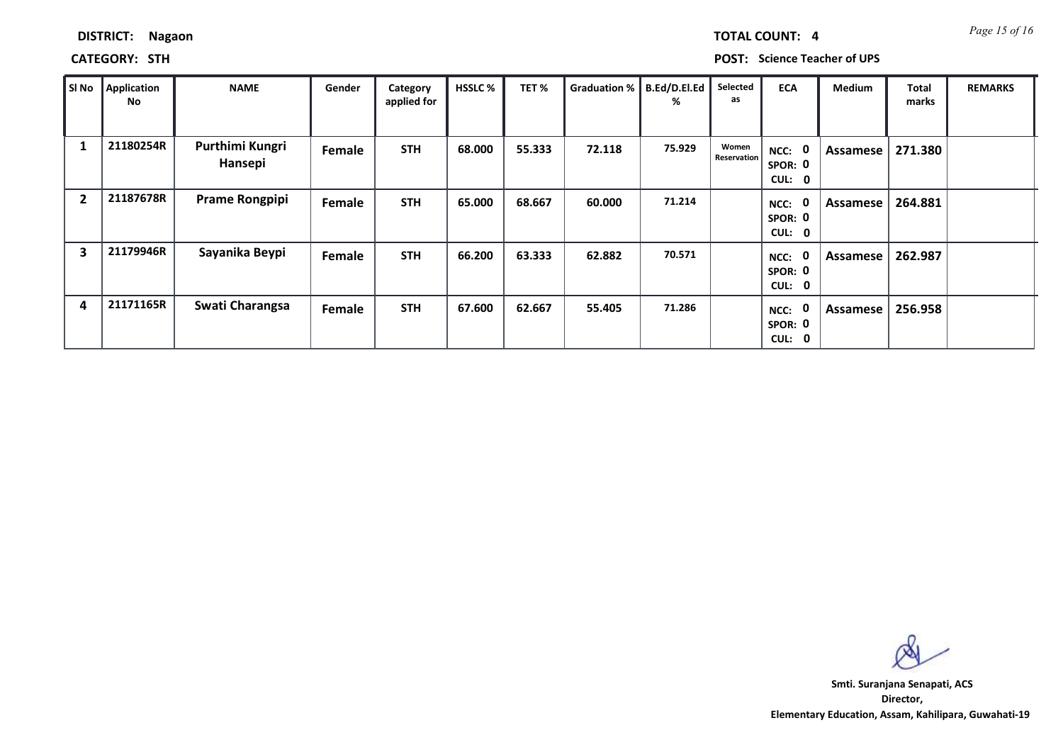**DISTRICT:** Nagaon

**TOTAL COUNT:** 4

**CATEGORY:** STH

**POST:** Science Teacher of UPS

| Sl No | Application No | NAME | Gender | Category applied for | HSSLC % | TET % | Graduation % | B.Ed/D.El.Ed % | Selected as | ECA | Medium | Total marks | REMARKS |
|---|---|---|---|---|---|---|---|---|---|---|---|---|---|
| 1 | 21180254R | Purthimi Kungri Hansepi | Female | STH | 68.000 | 55.333 | 72.118 | 75.929 | Women Reservation | NCC: 0 SPOR: 0 CUL: 0 | Assamese | 271.380 | |
| 2 | 21187678R | Prame Rongpipi | Female | STH | 65.000 | 68.667 | 60.000 | 71.214 | | NCC: 0 SPOR: 0 CUL: 0 | Assamese | 264.881 | |
| 3 | 21179946R | Sayanika Beypi | Female | STH | 66.200 | 63.333 | 62.882 | 70.571 | | NCC: 0 SPOR: 0 CUL: 0 | Assamese | 262.987 | |
| 4 | 21171165R | Swati Charangsa | Female | STH | 67.600 | 62.667 | 55.405 | 71.286 | | NCC: 0 SPOR: 0 CUL: 0 | Assamese | 256.958 | |

**Smti. Suranjana Senapati, ACS**
**Director,**
**Elementary Education, Assam, Kahilipara, Guwahati-19**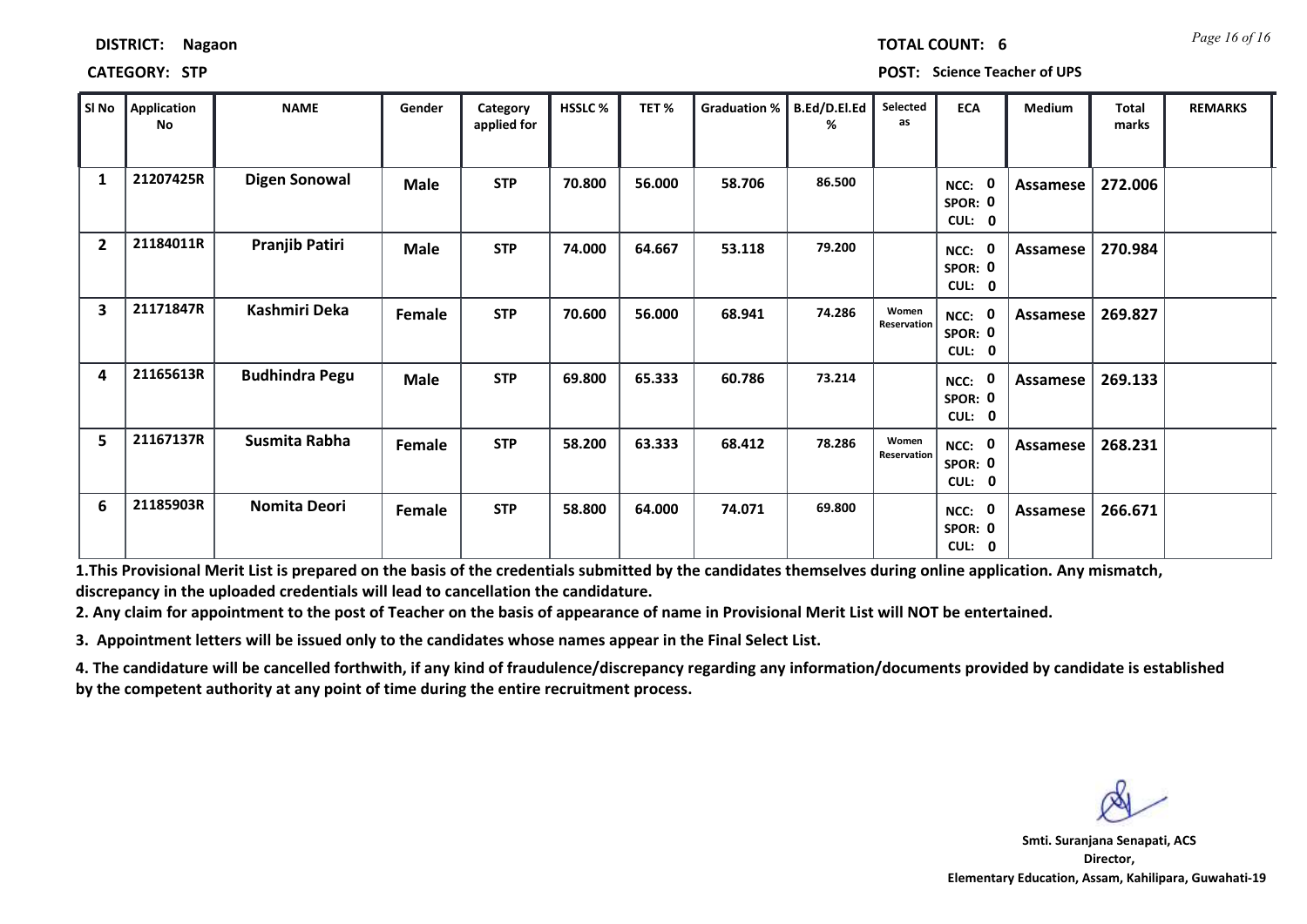**DISTRICT:** Nagaon **TOTAL COUNT:** 6

**CATEGORY:** STP **POST:** Science Teacher of UPS

| Sl No | Application No | NAME | Gender | Category applied for | HSSLC % | TET % | Graduation % | B.Ed/D.El.Ed % | Selected as | ECA | Medium | Total marks | REMARKS |
|---|---|---|---|---|---|---|---|---|---|---|---|---|---|
| 1 | 21207425R | Digen Sonowal | Male | STP | 70.800 | 56.000 | 58.706 | 86.500 | | NCC: 0 SPOR: 0 CUL: 0 | Assamese | 272.006 | |
| 2 | 21184011R | Pranjib Patiri | Male | STP | 74.000 | 64.667 | 53.118 | 79.200 | | NCC: 0 SPOR: 0 CUL: 0 | Assamese | 270.984 | |
| 3 | 21171847R | Kashmiri Deka | Female | STP | 70.600 | 56.000 | 68.941 | 74.286 | Women Reservation | NCC: 0 SPOR: 0 CUL: 0 | Assamese | 269.827 | |
| 4 | 21165613R | Budhindra Pegu | Male | STP | 69.800 | 65.333 | 60.786 | 73.214 | | NCC: 0 SPOR: 0 CUL: 0 | Assamese | 269.133 | |
| 5 | 21167137R | Susmita Rabha | Female | STP | 58.200 | 63.333 | 68.412 | 78.286 | Women Reservation | NCC: 0 SPOR: 0 CUL: 0 | Assamese | 268.231 | |
| 6 | 21185903R | Nomita Deori | Female | STP | 58.800 | 64.000 | 74.071 | 69.800 | | NCC: 0 SPOR: 0 CUL: 0 | Assamese | 266.671 | |

**1.This Provisional Merit List is prepared on the basis of the credentials submitted by the candidates themselves during online application. Any mismatch, discrepancy in the uploaded credentials will lead to cancellation the candidature.**

**2. Any claim for appointment to the post of Teacher on the basis of appearance of name in Provisional Merit List will NOT be entertained.**

**3. Appointment letters will be issued only to the candidates whose names appear in the Final Select List.**

**4. The candidature will be cancelled forthwith, if any kind of fraudulence/discrepancy regarding any information/documents provided by candidate is established by the competent authority at any point of time during the entire recruitment process.**

**Smt. Suranjana Senapati, ACS**
**Director,**
**Elementary Education, Assam, Kahilipara, Guwahati-19**